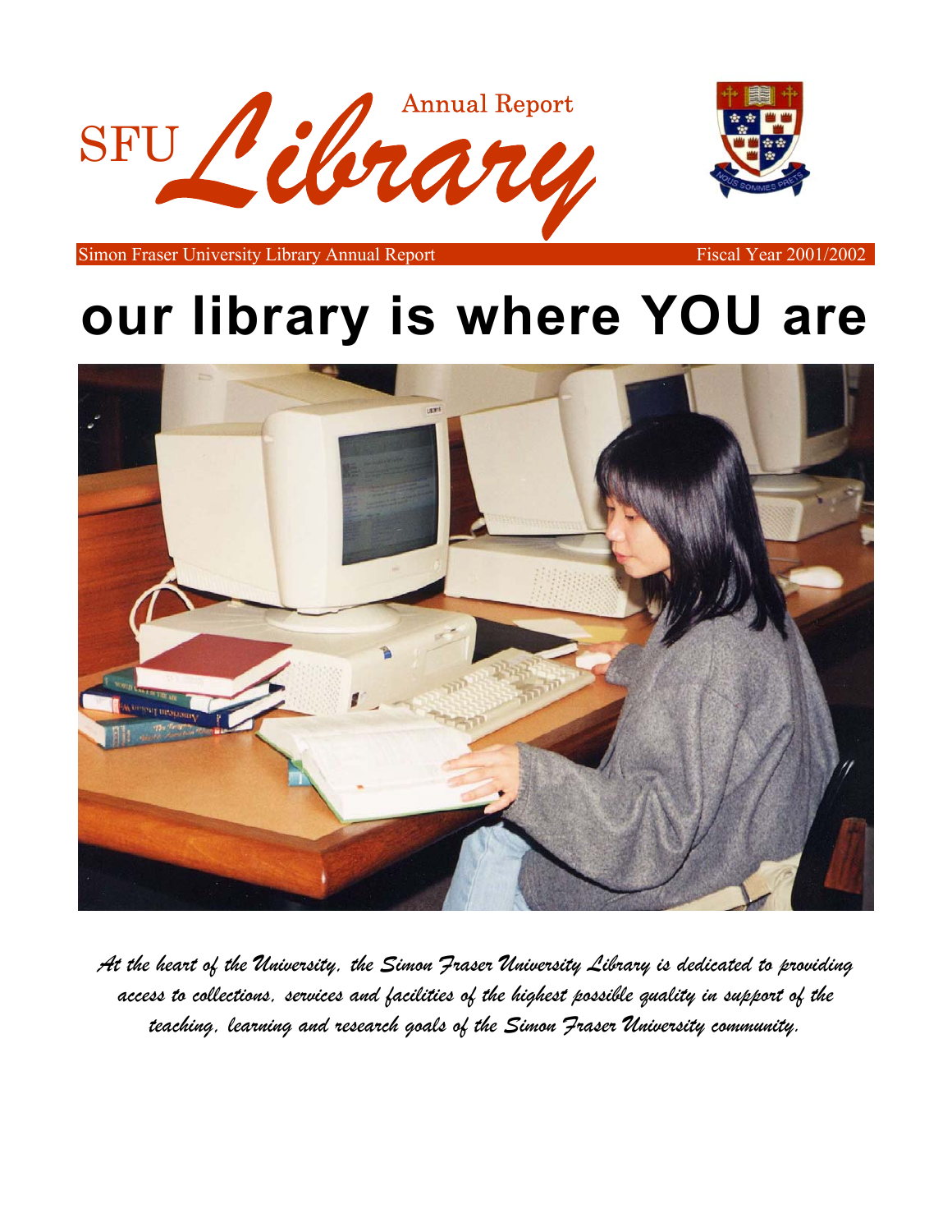SFU *Library* Annual Report

Simon Fraser University Library Annual Report Fiscal Year 2001/2002

# our library is where YOU are

*At the heart of the University, the Simon Fraser University Library is dedicated to providing access to collections, services and facilities of the highest possible quality in support of the teaching, learning and research goals of the Simon Fraser University community.*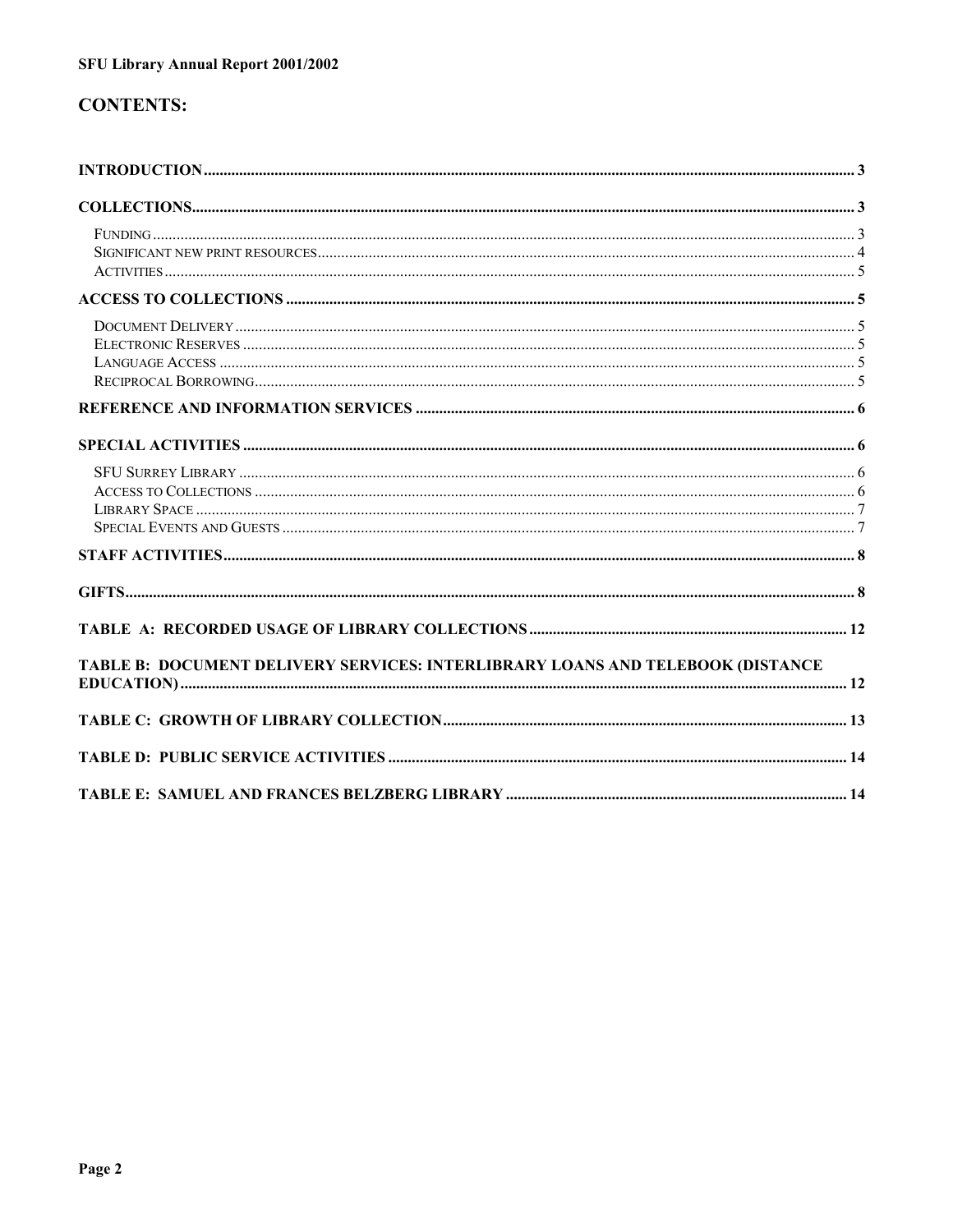# CONTENTS:

INTRODUCTION .......... 3

COLLECTIONS .......... 3

- FUNDING .......... 3
- SIGNIFICANT NEW PRINT RESOURCES .......... 4
- ACTIVITIES .......... 5

ACCESS TO COLLECTIONS .......... 5

- DOCUMENT DELIVERY .......... 5
- ELECTRONIC RESERVES .......... 5
- LANGUAGE ACCESS .......... 5
- RECIPROCAL BORROWING .......... 5

REFERENCE AND INFORMATION SERVICES .......... 6

SPECIAL ACTIVITIES .......... 6

- SFU SURREY LIBRARY .......... 6
- ACCESS TO COLLECTIONS .......... 6
- LIBRARY SPACE .......... 7
- SPECIAL EVENTS AND GUESTS .......... 7

STAFF ACTIVITIES .......... 8

GIFTS .......... 8

TABLE A: RECORDED USAGE OF LIBRARY COLLECTIONS .......... 12

TABLE B: DOCUMENT DELIVERY SERVICES: INTERLIBRARY LOANS AND TELEBOOK (DISTANCE EDUCATION) .......... 12

TABLE C: GROWTH OF LIBRARY COLLECTION .......... 13

TABLE D: PUBLIC SERVICE ACTIVITIES .......... 14

TABLE E: SAMUEL AND FRANCES BELZBERG LIBRARY .......... 14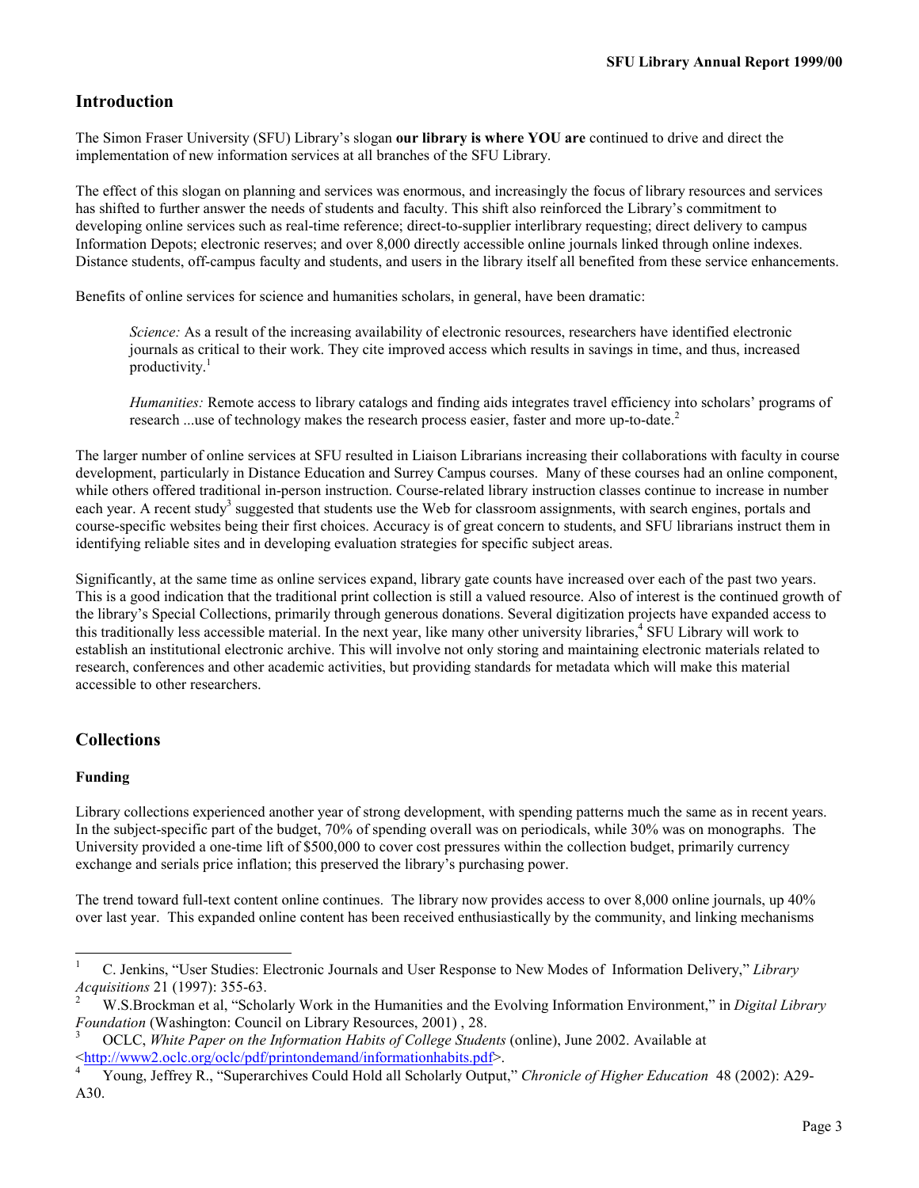## Introduction

The Simon Fraser University (SFU) Library's slogan **our library is where YOU are** continued to drive and direct the implementation of new information services at all branches of the SFU Library.

The effect of this slogan on planning and services was enormous, and increasingly the focus of library resources and services has shifted to further answer the needs of students and faculty. This shift also reinforced the Library's commitment to developing online services such as real-time reference; direct-to-supplier interlibrary requesting; direct delivery to campus Information Depots; electronic reserves; and over 8,000 directly accessible online journals linked through online indexes. Distance students, off-campus faculty and students, and users in the library itself all benefited from these service enhancements.

Benefits of online services for science and humanities scholars, in general, have been dramatic:

> *Science:* As a result of the increasing availability of electronic resources, researchers have identified electronic journals as critical to their work. They cite improved access which results in savings in time, and thus, increased productivity.[1]
>
> *Humanities:* Remote access to library catalogs and finding aids integrates travel efficiency into scholars' programs of research ...use of technology makes the research process easier, faster and more up-to-date.[2]

The larger number of online services at SFU resulted in Liaison Librarians increasing their collaborations with faculty in course development, particularly in Distance Education and Surrey Campus courses. Many of these courses had an online component, while others offered traditional in-person instruction. Course-related library instruction classes continue to increase in number each year. A recent study[3] suggested that students use the Web for classroom assignments, with search engines, portals and course-specific websites being their first choices. Accuracy is of great concern to students, and SFU librarians instruct them in identifying reliable sites and in developing evaluation strategies for specific subject areas.

Significantly, at the same time as online services expand, library gate counts have increased over each of the past two years. This is a good indication that the traditional print collection is still a valued resource. Also of interest is the continued growth of the library's Special Collections, primarily through generous donations. Several digitization projects have expanded access to this traditionally less accessible material. In the next year, like many other university libraries,[4] SFU Library will work to establish an institutional electronic archive. This will involve not only storing and maintaining electronic materials related to research, conferences and other academic activities, but providing standards for metadata which will make this material accessible to other researchers.

## Collections

### Funding

Library collections experienced another year of strong development, with spending patterns much the same as in recent years. In the subject-specific part of the budget, 70% of spending overall was on periodicals, while 30% was on monographs. The University provided a one-time lift of $500,000 to cover cost pressures within the collection budget, primarily currency exchange and serials price inflation; this preserved the library's purchasing power.

The trend toward full-text content online continues. The library now provides access to over 8,000 online journals, up 40% over last year. This expanded online content has been received enthusiastically by the community, and linking mechanisms

---

[1] C. Jenkins, "User Studies: Electronic Journals and User Response to New Modes of Information Delivery," *Library Acquisitions* 21 (1997): 355-63.

[2] W.S.Brockman et al, "Scholarly Work in the Humanities and the Evolving Information Environment," in *Digital Library Foundation* (Washington: Council on Library Resources, 2001) , 28.

[3] OCLC, *White Paper on the Information Habits of College Students* (online), June 2002. Available at <http://www2.oclc.org/oclc/pdf/printondemand/informationhabits.pdf>.

[4] Young, Jeffrey R., "Superarchives Could Hold all Scholarly Output," *Chronicle of Higher Education* 48 (2002): A29-A30.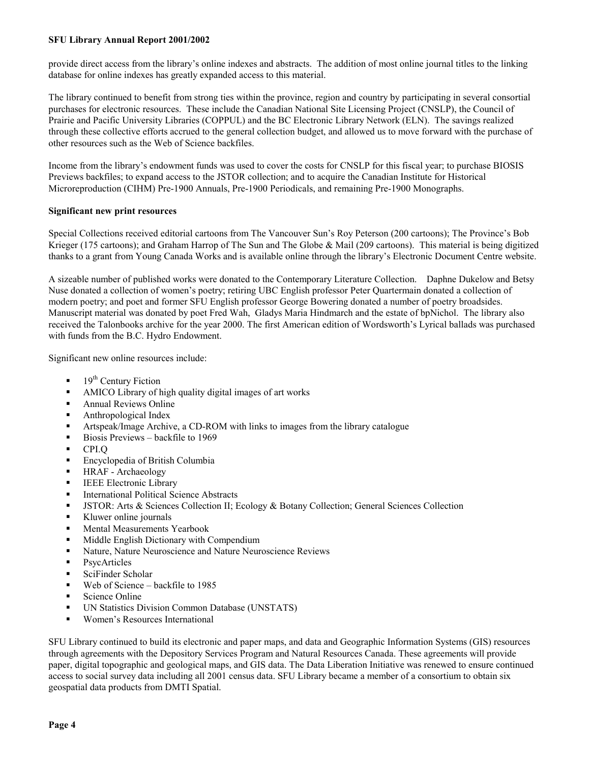provide direct access from the library's online indexes and abstracts. The addition of most online journal titles to the linking database for online indexes has greatly expanded access to this material.

The library continued to benefit from strong ties within the province, region and country by participating in several consortial purchases for electronic resources. These include the Canadian National Site Licensing Project (CNSLP), the Council of Prairie and Pacific University Libraries (COPPUL) and the BC Electronic Library Network (ELN). The savings realized through these collective efforts accrued to the general collection budget, and allowed us to move forward with the purchase of other resources such as the Web of Science backfiles.

Income from the library's endowment funds was used to cover the costs for CNSLP for this fiscal year; to purchase BIOSIS Previews backfiles; to expand access to the JSTOR collection; and to acquire the Canadian Institute for Historical Microreproduction (CIHM) Pre-1900 Annuals, Pre-1900 Periodicals, and remaining Pre-1900 Monographs.

**Significant new print resources**

Special Collections received editorial cartoons from The Vancouver Sun's Roy Peterson (200 cartoons); The Province's Bob Krieger (175 cartoons); and Graham Harrop of The Sun and The Globe & Mail (209 cartoons). This material is being digitized thanks to a grant from Young Canada Works and is available online through the library's Electronic Document Centre website.

A sizeable number of published works were donated to the Contemporary Literature Collection. Daphne Dukelow and Betsy Nuse donated a collection of women's poetry; retiring UBC English professor Peter Quartermain donated a collection of modern poetry; and poet and former SFU English professor George Bowering donated a number of poetry broadsides. Manuscript material was donated by poet Fred Wah, Gladys Maria Hindmarch and the estate of bpNichol. The library also received the Talonbooks archive for the year 2000. The first American edition of Wordsworth's Lyrical ballads was purchased with funds from the B.C. Hydro Endowment.

Significant new online resources include:

- 19th Century Fiction
- AMICO Library of high quality digital images of art works
- Annual Reviews Online
- Anthropological Index
- Artspeak/Image Archive, a CD-ROM with links to images from the library catalogue
- Biosis Previews – backfile to 1969
- CPI.Q
- Encyclopedia of British Columbia
- HRAF - Archaeology
- IEEE Electronic Library
- International Political Science Abstracts
- JSTOR: Arts & Sciences Collection II; Ecology & Botany Collection; General Sciences Collection
- Kluwer online journals
- Mental Measurements Yearbook
- Middle English Dictionary with Compendium
- Nature, Nature Neuroscience and Nature Neuroscience Reviews
- PsycArticles
- SciFinder Scholar
- Web of Science – backfile to 1985
- Science Online
- UN Statistics Division Common Database (UNSTATS)
- Women's Resources International

SFU Library continued to build its electronic and paper maps, and data and Geographic Information Systems (GIS) resources through agreements with the Depository Services Program and Natural Resources Canada. These agreements will provide paper, digital topographic and geological maps, and GIS data. The Data Liberation Initiative was renewed to ensure continued access to social survey data including all 2001 census data. SFU Library became a member of a consortium to obtain six geospatial data products from DMTI Spatial.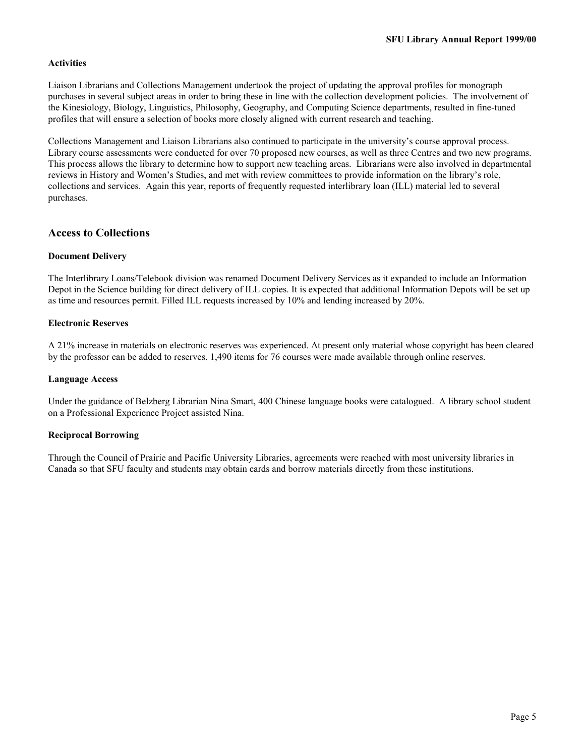### Activities

Liaison Librarians and Collections Management undertook the project of updating the approval profiles for monograph purchases in several subject areas in order to bring these in line with the collection development policies. The involvement of the Kinesiology, Biology, Linguistics, Philosophy, Geography, and Computing Science departments, resulted in fine-tuned profiles that will ensure a selection of books more closely aligned with current research and teaching.

Collections Management and Liaison Librarians also continued to participate in the university's course approval process. Library course assessments were conducted for over 70 proposed new courses, as well as three Centres and two new programs. This process allows the library to determine how to support new teaching areas. Librarians were also involved in departmental reviews in History and Women's Studies, and met with review committees to provide information on the library's role, collections and services. Again this year, reports of frequently requested interlibrary loan (ILL) material led to several purchases.

## Access to Collections

### Document Delivery

The Interlibrary Loans/Telebook division was renamed Document Delivery Services as it expanded to include an Information Depot in the Science building for direct delivery of ILL copies. It is expected that additional Information Depots will be set up as time and resources permit. Filled ILL requests increased by 10% and lending increased by 20%.

### Electronic Reserves

A 21% increase in materials on electronic reserves was experienced. At present only material whose copyright has been cleared by the professor can be added to reserves. 1,490 items for 76 courses were made available through online reserves.

### Language Access

Under the guidance of Belzberg Librarian Nina Smart, 400 Chinese language books were catalogued. A library school student on a Professional Experience Project assisted Nina.

### Reciprocal Borrowing

Through the Council of Prairie and Pacific University Libraries, agreements were reached with most university libraries in Canada so that SFU faculty and students may obtain cards and borrow materials directly from these institutions.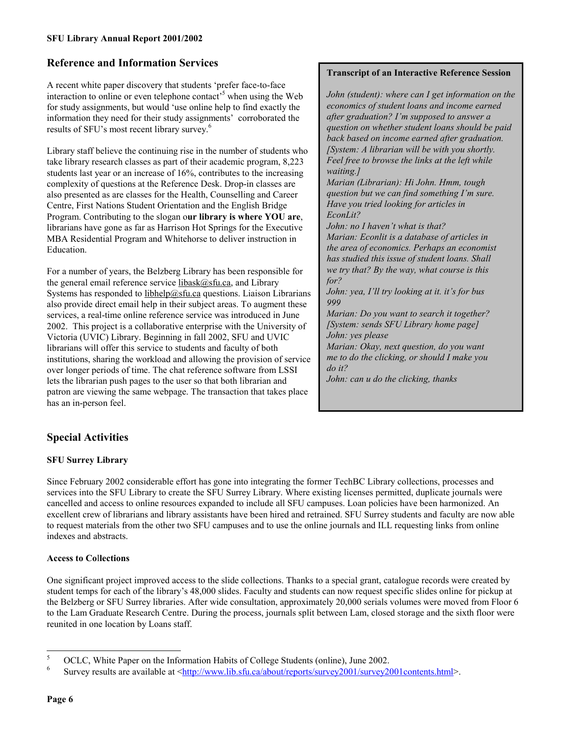## Reference and Information Services

A recent white paper discovery that students 'prefer face-to-face interaction to online or even telephone contact'[5] when using the Web for study assignments, but would 'use online help to find exactly the information they need for their study assignments' corroborated the results of SFU's most recent library survey.[6]

Library staff believe the continuing rise in the number of students who take library research classes as part of their academic program, 8,223 students last year or an increase of 16%, contributes to the increasing complexity of questions at the Reference Desk. Drop-in classes are also presented as are classes for the Health, Counselling and Career Centre, First Nations Student Orientation and the English Bridge Program. Contributing to the slogan o**ur library is where YOU are**, librarians have gone as far as Harrison Hot Springs for the Executive MBA Residential Program and Whitehorse to deliver instruction in Education.

For a number of years, the Belzberg Library has been responsible for the general email reference service libask@sfu.ca, and Library Systems has responded to libhelp@sfu.ca questions. Liaison Librarians also provide direct email help in their subject areas. To augment these services, a real-time online reference service was introduced in June 2002. This project is a collaborative enterprise with the University of Victoria (UVIC) Library. Beginning in fall 2002, SFU and UVIC librarians will offer this service to students and faculty of both institutions, sharing the workload and allowing the provision of service over longer periods of time. The chat reference software from LSSI lets the librarian push pages to the user so that both librarian and patron are viewing the same webpage. The transaction that takes place has an in-person feel.

**Transcript of an Interactive Reference Session**

*John (student): where can I get information on the economics of student loans and income earned after graduation? I'm supposed to answer a question on whether student loans should be paid back based on income earned after graduation.*
*[System: A librarian will be with you shortly. Feel free to browse the links at the left while waiting.]*
*Marian (Librarian): Hi John. Hmm, tough question but we can find something I'm sure. Have you tried looking for articles in EconLit?*
*John: no I haven't what is that?*
*Marian: Econlit is a database of articles in the area of economics. Perhaps an economist has studied this issue of student loans. Shall we try that? By the way, what course is this for?*
*John: yea, I'll try looking at it. it's for bus 999*
*Marian: Do you want to search it together?*
*[System: sends SFU Library home page]*
*John: yes please*
*Marian: Okay, next question, do you want me to do the clicking, or should I make you do it?*
*John: can u do the clicking, thanks*

## Special Activities

### SFU Surrey Library

Since February 2002 considerable effort has gone into integrating the former TechBC Library collections, processes and services into the SFU Library to create the SFU Surrey Library. Where existing licenses permitted, duplicate journals were cancelled and access to online resources expanded to include all SFU campuses. Loan policies have been harmonized. An excellent crew of librarians and library assistants have been hired and retrained. SFU Surrey students and faculty are now able to request materials from the other two SFU campuses and to use the online journals and ILL requesting links from online indexes and abstracts.

### Access to Collections

One significant project improved access to the slide collections. Thanks to a special grant, catalogue records were created by student temps for each of the library's 48,000 slides. Faculty and students can now request specific slides online for pickup at the Belzberg or SFU Surrey libraries. After wide consultation, approximately 20,000 serials volumes were moved from Floor 6 to the Lam Graduate Research Centre. During the process, journals split between Lam, closed storage and the sixth floor were reunited in one location by Loans staff.

---

[5] OCLC, White Paper on the Information Habits of College Students (online), June 2002.

[6] Survey results are available at <http://www.lib.sfu.ca/about/reports/survey2001/survey2001contents.html>.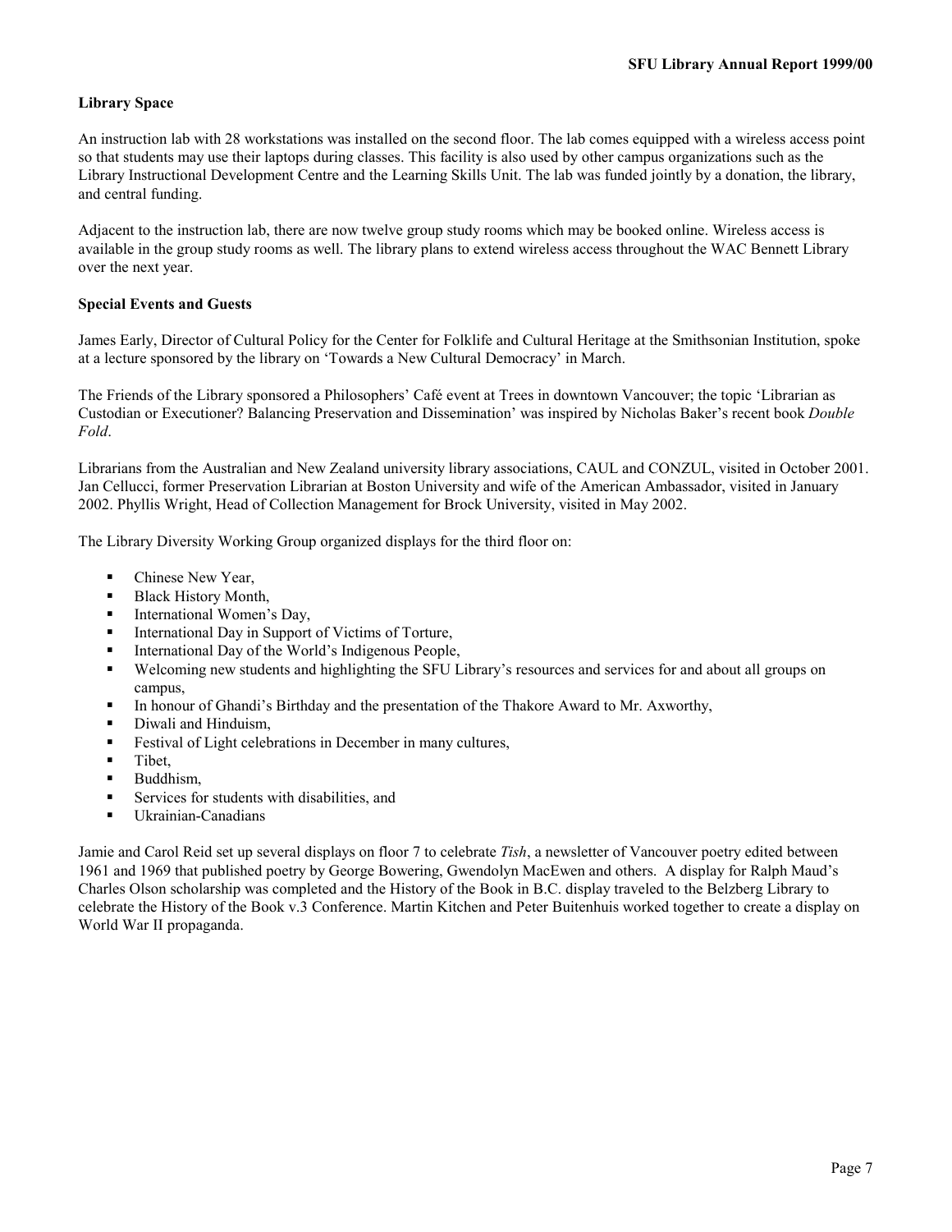### Library Space

An instruction lab with 28 workstations was installed on the second floor. The lab comes equipped with a wireless access point so that students may use their laptops during classes. This facility is also used by other campus organizations such as the Library Instructional Development Centre and the Learning Skills Unit. The lab was funded jointly by a donation, the library, and central funding.

Adjacent to the instruction lab, there are now twelve group study rooms which may be booked online. Wireless access is available in the group study rooms as well. The library plans to extend wireless access throughout the WAC Bennett Library over the next year.

### Special Events and Guests

James Early, Director of Cultural Policy for the Center for Folklife and Cultural Heritage at the Smithsonian Institution, spoke at a lecture sponsored by the library on 'Towards a New Cultural Democracy' in March.

The Friends of the Library sponsored a Philosophers' Café event at Trees in downtown Vancouver; the topic 'Librarian as Custodian or Executioner? Balancing Preservation and Dissemination' was inspired by Nicholas Baker's recent book *Double Fold*.

Librarians from the Australian and New Zealand university library associations, CAUL and CONZUL, visited in October 2001. Jan Cellucci, former Preservation Librarian at Boston University and wife of the American Ambassador, visited in January 2002. Phyllis Wright, Head of Collection Management for Brock University, visited in May 2002.

The Library Diversity Working Group organized displays for the third floor on:

- Chinese New Year,
- Black History Month,
- International Women's Day,
- International Day in Support of Victims of Torture,
- International Day of the World's Indigenous People,
- Welcoming new students and highlighting the SFU Library's resources and services for and about all groups on campus,
- In honour of Ghandi's Birthday and the presentation of the Thakore Award to Mr. Axworthy,
- Diwali and Hinduism,
- Festival of Light celebrations in December in many cultures,
- Tibet,
- Buddhism,
- Services for students with disabilities, and
- Ukrainian-Canadians

Jamie and Carol Reid set up several displays on floor 7 to celebrate *Tish*, a newsletter of Vancouver poetry edited between 1961 and 1969 that published poetry by George Bowering, Gwendolyn MacEwen and others. A display for Ralph Maud's Charles Olson scholarship was completed and the History of the Book in B.C. display traveled to the Belzberg Library to celebrate the History of the Book v.3 Conference. Martin Kitchen and Peter Buitenhuis worked together to create a display on World War II propaganda.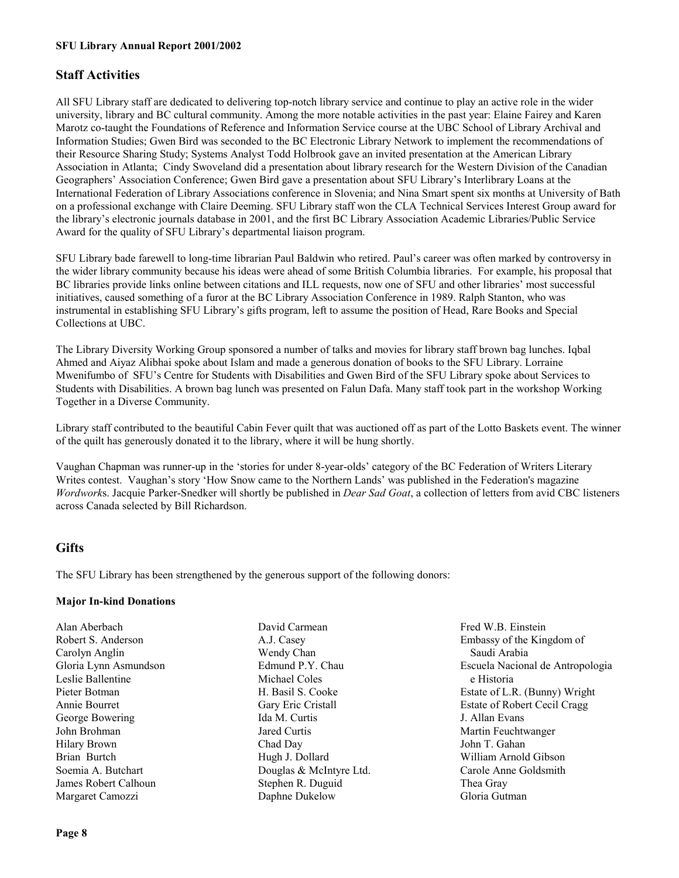## Staff Activities

All SFU Library staff are dedicated to delivering top-notch library service and continue to play an active role in the wider university, library and BC cultural community. Among the more notable activities in the past year: Elaine Fairey and Karen Marotz co-taught the Foundations of Reference and Information Service course at the UBC School of Library Archival and Information Studies; Gwen Bird was seconded to the BC Electronic Library Network to implement the recommendations of their Resource Sharing Study; Systems Analyst Todd Holbrook gave an invited presentation at the American Library Association in Atlanta; Cindy Swoveland did a presentation about library research for the Western Division of the Canadian Geographers' Association Conference; Gwen Bird gave a presentation about SFU Library's Interlibrary Loans at the International Federation of Library Associations conference in Slovenia; and Nina Smart spent six months at University of Bath on a professional exchange with Claire Deeming. SFU Library staff won the CLA Technical Services Interest Group award for the library's electronic journals database in 2001, and the first BC Library Association Academic Libraries/Public Service Award for the quality of SFU Library's departmental liaison program.

SFU Library bade farewell to long-time librarian Paul Baldwin who retired. Paul's career was often marked by controversy in the wider library community because his ideas were ahead of some British Columbia libraries. For example, his proposal that BC libraries provide links online between citations and ILL requests, now one of SFU and other libraries' most successful initiatives, caused something of a furor at the BC Library Association Conference in 1989. Ralph Stanton, who was instrumental in establishing SFU Library's gifts program, left to assume the position of Head, Rare Books and Special Collections at UBC.

The Library Diversity Working Group sponsored a number of talks and movies for library staff brown bag lunches. Iqbal Ahmed and Aiyaz Alibhai spoke about Islam and made a generous donation of books to the SFU Library. Lorraine Mwenifumbo of SFU's Centre for Students with Disabilities and Gwen Bird of the SFU Library spoke about Services to Students with Disabilities. A brown bag lunch was presented on Falun Dafa. Many staff took part in the workshop Working Together in a Diverse Community.

Library staff contributed to the beautiful Cabin Fever quilt that was auctioned off as part of the Lotto Baskets event. The winner of the quilt has generously donated it to the library, where it will be hung shortly.

Vaughan Chapman was runner-up in the 'stories for under 8-year-olds' category of the BC Federation of Writers Literary Writes contest. Vaughan's story 'How Snow came to the Northern Lands' was published in the Federation's magazine *Wordworks*. Jacquie Parker-Snedker will shortly be published in *Dear Sad Goat*, a collection of letters from avid CBC listeners across Canada selected by Bill Richardson.

## Gifts

The SFU Library has been strengthened by the generous support of the following donors:

**Major In-kind Donations**

Alan Aberbach
Robert S. Anderson
Carolyn Anglin
Gloria Lynn Asmundson
Leslie Ballentine
Pieter Botman
Annie Bourret
George Bowering
John Brohman
Hilary Brown
Brian Burtch
Soemia A. Butchart
James Robert Calhoun
Margaret Camozzi
David Carmean
A.J. Casey
Wendy Chan
Edmund P.Y. Chau
Michael Coles
H. Basil S. Cooke
Gary Eric Cristall
Ida M. Curtis
Jared Curtis
Chad Day
Hugh J. Dollard
Douglas & McIntyre Ltd.
Stephen R. Duguid
Daphne Dukelow
Fred W.B. Einstein
Embassy of the Kingdom of Saudi Arabia
Escuela Nacional de Antropologia e Historia
Estate of L.R. (Bunny) Wright
Estate of Robert Cecil Cragg
J. Allan Evans
Martin Feuchtwanger
John T. Gahan
William Arnold Gibson
Carole Anne Goldsmith
Thea Gray
Gloria Gutman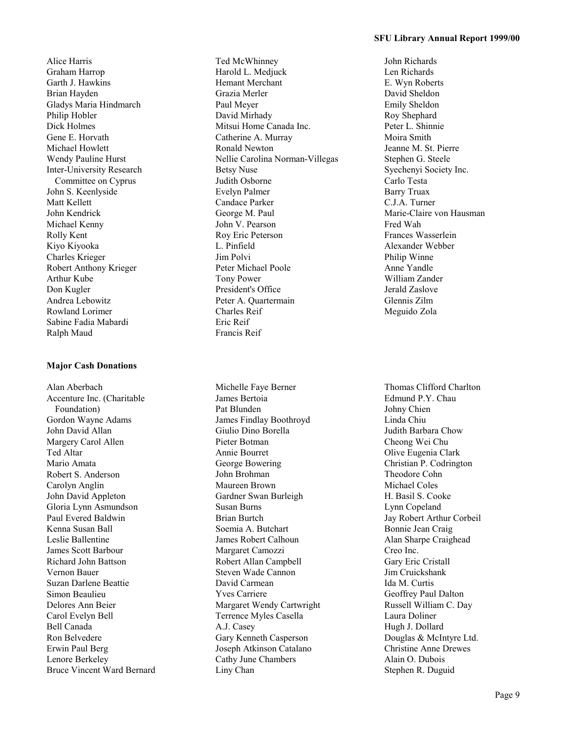Alice Harris
Graham Harrop
Garth J. Hawkins
Brian Hayden
Gladys Maria Hindmarch
Philip Hobler
Dick Holmes
Gene E. Horvath
Michael Howlett
Wendy Pauline Hurst
Inter-University Research Committee on Cyprus
John S. Keenlyside
Matt Kellett
John Kendrick
Michael Kenny
Rolly Kent
Kiyo Kiyooka
Charles Krieger
Robert Anthony Krieger
Arthur Kube
Don Kugler
Andrea Lebowitz
Rowland Lorimer
Sabine Fadia Mabardi
Ralph Maud
Ted McWhinney
Harold L. Medjuck
Hemant Merchant
Grazia Merler
Paul Meyer
David Mirhady
Mitsui Home Canada Inc.
Catherine A. Murray
Ronald Newton
Nellie Carolina Norman-Villegas
Betsy Nuse
Judith Osborne
Evelyn Palmer
Candace Parker
George M. Paul
John V. Pearson
Roy Eric Peterson
L. Pinfield
Jim Polvi
Peter Michael Poole
Tony Power
President's Office
Peter A. Quartermain
Charles Reif
Eric Reif
Francis Reif
John Richards
Len Richards
E. Wyn Roberts
David Sheldon
Emily Sheldon
Roy Shephard
Peter L. Shinnie
Moira Smith
Jeanne M. St. Pierre
Stephen G. Steele
Syechenyi Society Inc.
Carlo Testa
Barry Truax
C.J.A. Turner
Marie-Claire von Hausman
Fred Wah
Frances Wasserlein
Alexander Webber
Philip Winne
Anne Yandle
William Zander
Jerald Zaslove
Glennis Zilm
Meguido Zola

**Major Cash Donations**

Alan Aberbach
Accenture Inc. (Charitable Foundation)
Gordon Wayne Adams
John David Allan
Margery Carol Allen
Ted Altar
Mario Amata
Robert S. Anderson
Carolyn Anglin
John David Appleton
Gloria Lynn Asmundson
Paul Evered Baldwin
Kenna Susan Ball
Leslie Ballentine
James Scott Barbour
Richard John Battson
Vernon Bauer
Suzan Darlene Beattie
Simon Beaulieu
Delores Ann Beier
Carol Evelyn Bell
Bell Canada
Ron Belvedere
Erwin Paul Berg
Lenore Berkeley
Bruce Vincent Ward Bernard
Michelle Faye Berner
James Bertoia
Pat Blunden
James Findlay Boothroyd
Giulio Dino Borella
Pieter Botman
Annie Bourret
George Bowering
John Brohman
Maureen Brown
Gardner Swan Burleigh
Susan Burns
Brian Burtch
Soemia A. Butchart
James Robert Calhoun
Margaret Camozzi
Robert Allan Campbell
Steven Wade Cannon
David Carmean
Yves Carriere
Margaret Wendy Cartwright
Terrence Myles Casella
A.J. Casey
Gary Kenneth Casperson
Joseph Atkinson Catalano
Cathy June Chambers
Liny Chan
Thomas Clifford Charlton
Edmund P.Y. Chau
Johny Chien
Linda Chiu
Judith Barbara Chow
Cheong Wei Chu
Olive Eugenia Clark
Christian P. Codrington
Theodore Cohn
Michael Coles
H. Basil S. Cooke
Lynn Copeland
Jay Robert Arthur Corbeil
Bonnie Jean Craig
Alan Sharpe Craighead
Creo Inc.
Gary Eric Cristall
Jim Cruickshank
Ida M. Curtis
Geoffrey Paul Dalton
Russell William C. Day
Laura Doliner
Hugh J. Dollard
Douglas & McIntyre Ltd.
Christine Anne Drewes
Alain O. Dubois
Stephen R. Duguid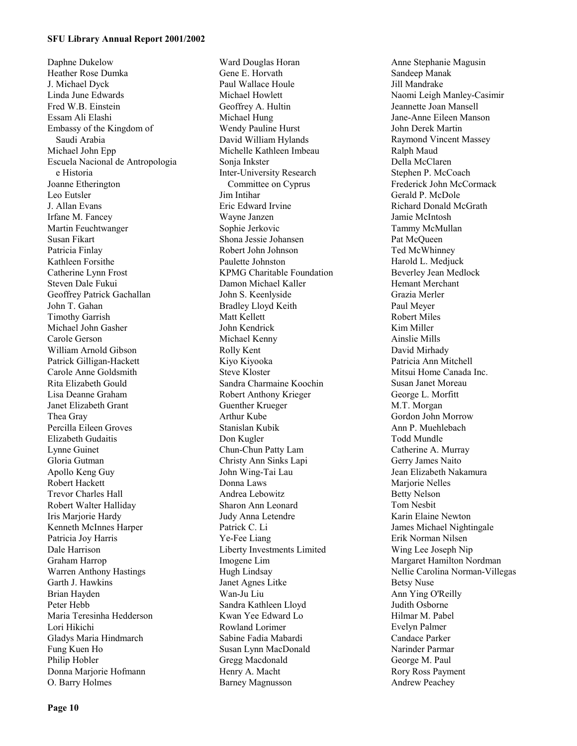Daphne Dukelow
Heather Rose Dumka
J. Michael Dyck
Linda June Edwards
Fred W.B. Einstein
Essam Ali Elashi
Embassy of the Kingdom of Saudi Arabia
Michael John Epp
Escuela Nacional de Antropologia e Historia
Joanne Etherington
Leo Eutsler
J. Allan Evans
Irfane M. Fancey
Martin Feuchtwanger
Susan Fikart
Patricia Finlay
Kathleen Forsithe
Catherine Lynn Frost
Steven Dale Fukui
Geoffrey Patrick Gachallan
John T. Gahan
Timothy Garrish
Michael John Gasher
Carole Gerson
William Arnold Gibson
Patrick Gilligan-Hackett
Carole Anne Goldsmith
Rita Elizabeth Gould
Lisa Deanne Graham
Janet Elizabeth Grant
Thea Gray
Percilla Eileen Groves
Elizabeth Gudaitis
Lynne Guinet
Gloria Gutman
Apollo Keng Guy
Robert Hackett
Trevor Charles Hall
Robert Walter Halliday
Iris Marjorie Hardy
Kenneth McInnes Harper
Patricia Joy Harris
Dale Harrison
Graham Harrop
Warren Anthony Hastings
Garth J. Hawkins
Brian Hayden
Peter Hebb
Maria Teresinha Hedderson
Lori Hikichi
Gladys Maria Hindmarch
Fung Kuen Ho
Philip Hobler
Donna Marjorie Hofmann
O. Barry Holmes
Ward Douglas Horan
Gene E. Horvath
Paul Wallace Houle
Michael Howlett
Geoffrey A. Hultin
Michael Hung
Wendy Pauline Hurst
David William Hylands
Michelle Kathleen Imbeau
Sonja Inkster
Inter-University Research Committee on Cyprus
Jim Intihar
Eric Edward Irvine
Wayne Janzen
Sophie Jerkovic
Shona Jessie Johansen
Robert John Johnson
Paulette Johnston
KPMG Charitable Foundation
Damon Michael Kaller
John S. Keenlyside
Bradley Lloyd Keith
Matt Kellett
John Kendrick
Michael Kenny
Rolly Kent
Kiyo Kiyooka
Steve Kloster
Sandra Charmaine Koochin
Robert Anthony Krieger
Guenther Krueger
Arthur Kube
Stanislan Kubik
Don Kugler
Chun-Chun Patty Lam
Christy Ann Sinks Lapi
John Wing-Tai Lau
Donna Laws
Andrea Lebowitz
Sharon Ann Leonard
Judy Anna Letendre
Patrick C. Li
Ye-Fee Liang
Liberty Investments Limited
Imogene Lim
Hugh Lindsay
Janet Agnes Litke
Wan-Ju Liu
Sandra Kathleen Lloyd
Kwan Yee Edward Lo
Rowland Lorimer
Sabine Fadia Mabardi
Susan Lynn MacDonald
Gregg Macdonald
Henry A. Macht
Barney Magnusson
Anne Stephanie Magusin
Sandeep Manak
Jill Mandrake
Naomi Leigh Manley-Casimir
Jeannette Joan Mansell
Jane-Anne Eileen Manson
John Derek Martin
Raymond Vincent Massey
Ralph Maud
Della McClaren
Stephen P. McCoach
Frederick John McCormack
Gerald P. McDole
Richard Donald McGrath
Jamie McIntosh
Tammy McMullan
Pat McQueen
Ted McWhinney
Harold L. Medjuck
Beverley Jean Medlock
Hemant Merchant
Grazia Merler
Paul Meyer
Robert Miles
Kim Miller
Ainslie Mills
David Mirhady
Patricia Ann Mitchell
Mitsui Home Canada Inc.
Susan Janet Moreau
George L. Morfitt
M.T. Morgan
Gordon John Morrow
Ann P. Muehlebach
Todd Mundle
Catherine A. Murray
Gerry James Naito
Jean Elizabeth Nakamura
Marjorie Nelles
Betty Nelson
Tom Nesbit
Karin Elaine Newton
James Michael Nightingale
Erik Norman Nilsen
Wing Lee Joseph Nip
Margaret Hamilton Nordman
Nellie Carolina Norman-Villegas
Betsy Nuse
Ann Ying O'Reilly
Judith Osborne
Hilmar M. Pabel
Evelyn Palmer
Candace Parker
Narinder Parmar
George M. Paul
Rory Ross Payment
Andrew Peachey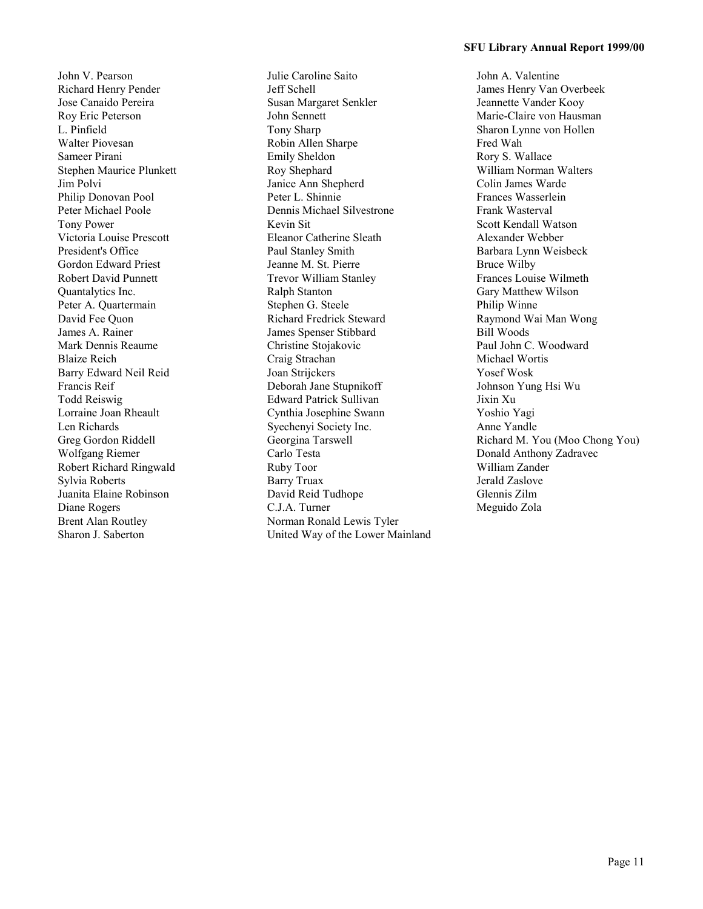John V. Pearson
Richard Henry Pender
Jose Canaido Pereira
Roy Eric Peterson
L. Pinfield
Walter Piovesan
Sameer Pirani
Stephen Maurice Plunkett
Jim Polvi
Philip Donovan Pool
Peter Michael Poole
Tony Power
Victoria Louise Prescott
President's Office
Gordon Edward Priest
Robert David Punnett
Quantalytics Inc.
Peter A. Quartermain
David Fee Quon
James A. Rainer
Mark Dennis Reaume
Blaize Reich
Barry Edward Neil Reid
Francis Reif
Todd Reiswig
Lorraine Joan Rheault
Len Richards
Greg Gordon Riddell
Wolfgang Riemer
Robert Richard Ringwald
Sylvia Roberts
Juanita Elaine Robinson
Diane Rogers
Brent Alan Routley
Sharon J. Saberton
Julie Caroline Saito
Jeff Schell
Susan Margaret Senkler
John Sennett
Tony Sharp
Robin Allen Sharpe
Emily Sheldon
Roy Shephard
Janice Ann Shepherd
Peter L. Shinnie
Dennis Michael Silvestrone
Kevin Sit
Eleanor Catherine Sleath
Paul Stanley Smith
Jeanne M. St. Pierre
Trevor William Stanley
Ralph Stanton
Stephen G. Steele
Richard Fredrick Steward
James Spenser Stibbard
Christine Stojakovic
Craig Strachan
Joan Strijckers
Deborah Jane Stupnikoff
Edward Patrick Sullivan
Cynthia Josephine Swann
Syechenyi Society Inc.
Georgina Tarswell
Carlo Testa
Ruby Toor
Barry Truax
David Reid Tudhope
C.J.A. Turner
Norman Ronald Lewis Tyler
United Way of the Lower Mainland
John A. Valentine
James Henry Van Overbeek
Jeannette Vander Kooy
Marie-Claire von Hausman
Sharon Lynne von Hollen
Fred Wah
Rory S. Wallace
William Norman Walters
Colin James Warde
Frances Wasserlein
Frank Wasterval
Scott Kendall Watson
Alexander Webber
Barbara Lynn Weisbeck
Bruce Wilby
Frances Louise Wilmeth
Gary Matthew Wilson
Philip Winne
Raymond Wai Man Wong
Bill Woods
Paul John C. Woodward
Michael Wortis
Yosef Wosk
Johnson Yung Hsi Wu
Jixin Xu
Yoshio Yagi
Anne Yandle
Richard M. You (Moo Chong You)
Donald Anthony Zadravec
William Zander
Jerald Zaslove
Glennis Zilm
Meguido Zola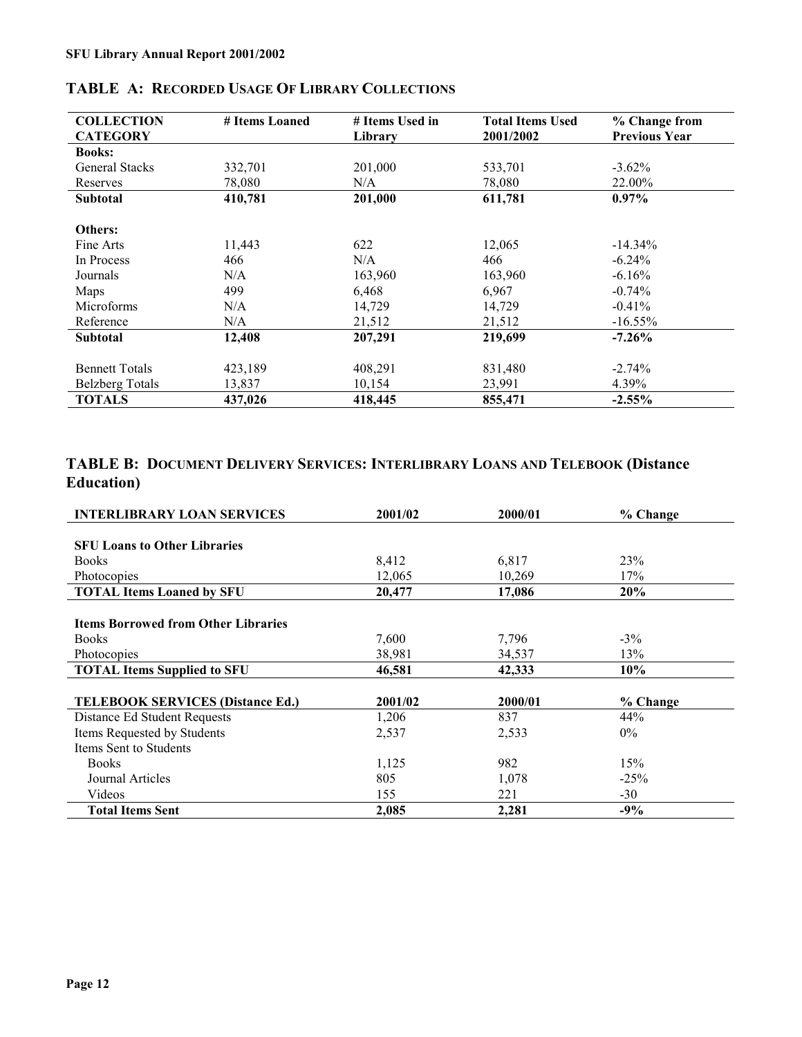## TABLE A: RECORDED USAGE OF LIBRARY COLLECTIONS

| COLLECTION CATEGORY | # Items Loaned | # Items Used in Library | Total Items Used 2001/2002 | % Change from Previous Year |
|---|---|---|---|---|
| **Books:** | | | | |
| General Stacks | 332,701 | 201,000 | 533,701 | -3.62% |
| Reserves | 78,080 | N/A | 78,080 | 22.00% |
| **Subtotal** | **410,781** | **201,000** | **611,781** | **0.97%** |
| **Others:** | | | | |
| Fine Arts | 11,443 | 622 | 12,065 | -14.34% |
| In Process | 466 | N/A | 466 | -6.24% |
| Journals | N/A | 163,960 | 163,960 | -6.16% |
| Maps | 499 | 6,468 | 6,967 | -0.74% |
| Microforms | N/A | 14,729 | 14,729 | -0.41% |
| Reference | N/A | 21,512 | 21,512 | -16.55% |
| **Subtotal** | **12,408** | **207,291** | **219,699** | **-7.26%** |
| Bennett Totals | 423,189 | 408,291 | 831,480 | -2.74% |
| Belzberg Totals | 13,837 | 10,154 | 23,991 | 4.39% |
| **TOTALS** | **437,026** | **418,445** | **855,471** | **-2.55%** |

## TABLE B: DOCUMENT DELIVERY SERVICES: INTERLIBRARY LOANS AND TELEBOOK (Distance Education)

| INTERLIBRARY LOAN SERVICES | 2001/02 | 2000/01 | % Change |
|---|---|---|---|
| **SFU Loans to Other Libraries** | | | |
| Books | 8,412 | 6,817 | 23% |
| Photocopies | 12,065 | 10,269 | 17% |
| **TOTAL Items Loaned by SFU** | **20,477** | **17,086** | **20%** |
| **Items Borrowed from Other Libraries** | | | |
| Books | 7,600 | 7,796 | -3% |
| Photocopies | 38,981 | 34,537 | 13% |
| **TOTAL Items Supplied to SFU** | **46,581** | **42,333** | **10%** |

| TELEBOOK SERVICES (Distance Ed.) | 2001/02 | 2000/01 | % Change |
|---|---|---|---|
| Distance Ed Student Requests | 1,206 | 837 | 44% |
| Items Requested by Students | 2,537 | 2,533 | 0% |
| Items Sent to Students | | | |
| Books | 1,125 | 982 | 15% |
| Journal Articles | 805 | 1,078 | -25% |
| Videos | 155 | 221 | -30 |
| **Total Items Sent** | **2,085** | **2,281** | **-9%** |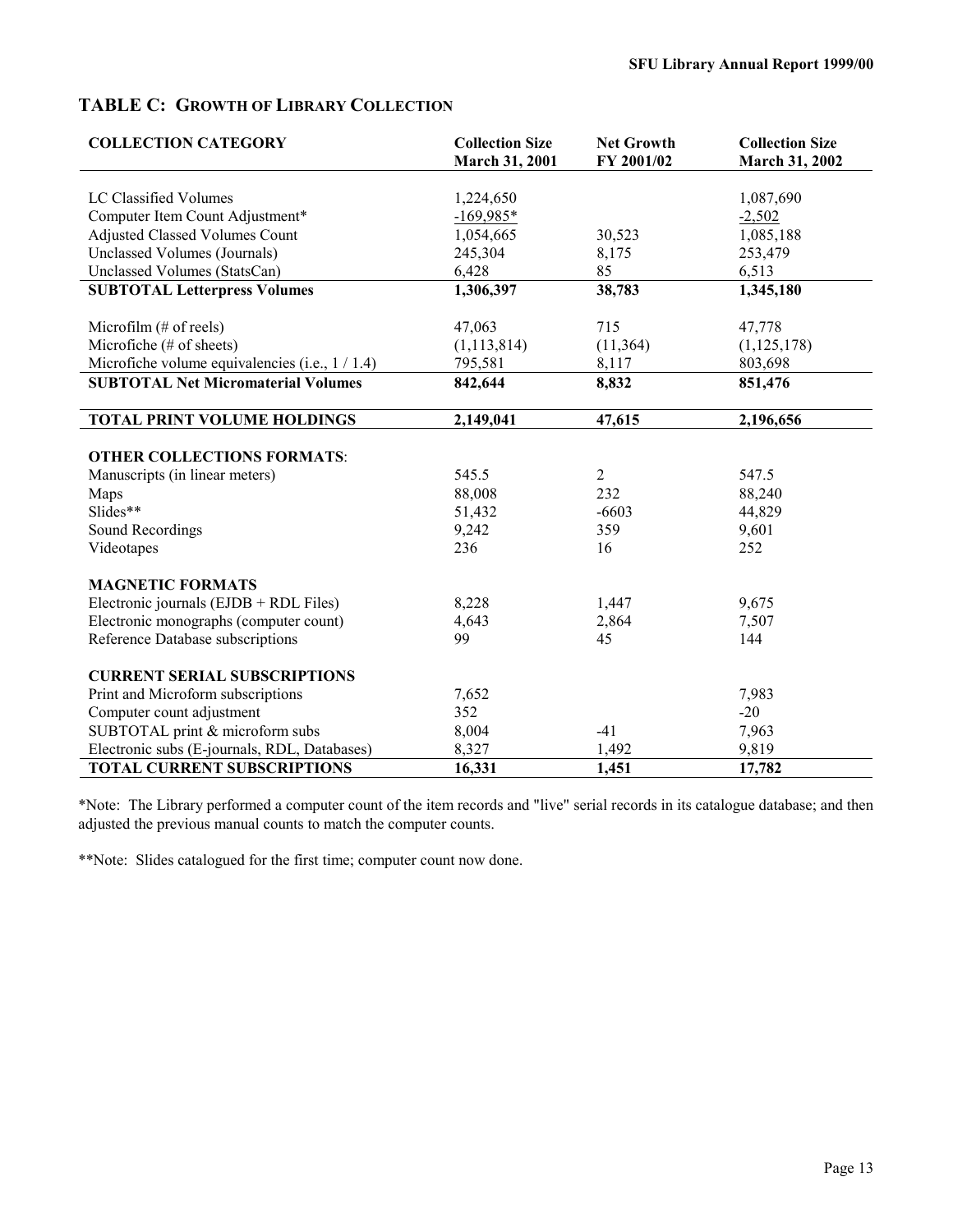## TABLE C: GROWTH OF LIBRARY COLLECTION

| COLLECTION CATEGORY | Collection Size March 31, 2001 | Net Growth FY 2001/02 | Collection Size March 31, 2002 |
|---|---|---|---|
| LC Classified Volumes | 1,224,650 | | 1,087,690 |
| Computer Item Count Adjustment* | -169,985* | | -2,502 |
| Adjusted Classed Volumes Count | 1,054,665 | 30,523 | 1,085,188 |
| Unclassed Volumes (Journals) | 245,304 | 8,175 | 253,479 |
| Unclassed Volumes (StatsCan) | 6,428 | 85 | 6,513 |
| **SUBTOTAL Letterpress Volumes** | **1,306,397** | **38,783** | **1,345,180** |
| Microfilm (# of reels) | 47,063 | 715 | 47,778 |
| Microfiche (# of sheets) | (1,113,814) | (11,364) | (1,125,178) |
| Microfiche volume equivalencies (i.e., 1 / 1.4) | 795,581 | 8,117 | 803,698 |
| **SUBTOTAL Net Micromaterial Volumes** | **842,644** | **8,832** | **851,476** |
| **TOTAL PRINT VOLUME HOLDINGS** | **2,149,041** | **47,615** | **2,196,656** |
| **OTHER COLLECTIONS FORMATS**: | | | |
| Manuscripts (in linear meters) | 545.5 | 2 | 547.5 |
| Maps | 88,008 | 232 | 88,240 |
| Slides** | 51,432 | -6603 | 44,829 |
| Sound Recordings | 9,242 | 359 | 9,601 |
| Videotapes | 236 | 16 | 252 |
| **MAGNETIC FORMATS** | | | |
| Electronic journals (EJDB + RDL Files) | 8,228 | 1,447 | 9,675 |
| Electronic monographs (computer count) | 4,643 | 2,864 | 7,507 |
| Reference Database subscriptions | 99 | 45 | 144 |
| **CURRENT SERIAL SUBSCRIPTIONS** | | | |
| Print and Microform subscriptions | 7,652 | | 7,983 |
| Computer count adjustment | 352 | | -20 |
| SUBTOTAL print & microform subs | 8,004 | -41 | 7,963 |
| Electronic subs (E-journals, RDL, Databases) | 8,327 | 1,492 | 9,819 |
| **TOTAL CURRENT SUBSCRIPTIONS** | **16,331** | **1,451** | **17,782** |

*Note: The Library performed a computer count of the item records and "live" serial records in its catalogue database; and then adjusted the previous manual counts to match the computer counts.

**Note: Slides catalogued for the first time; computer count now done.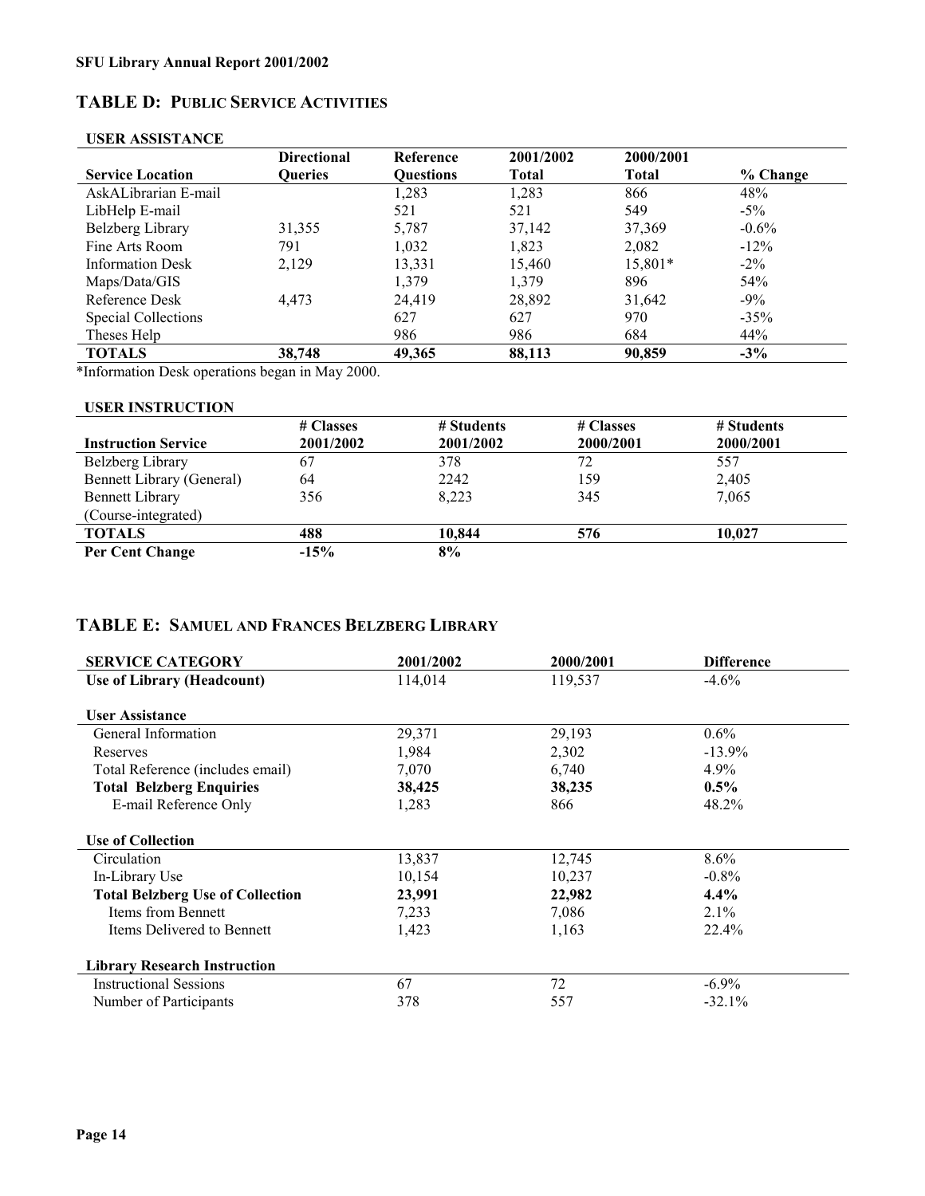## TABLE D: PUBLIC SERVICE ACTIVITIES

### USER ASSISTANCE

| Service Location | Directional Queries | Reference Questions | 2001/2002 Total | 2000/2001 Total | % Change |
|---|---|---|---|---|---|
| AskALibrarian E-mail | | 1,283 | 1,283 | 866 | 48% |
| LibHelp E-mail | | 521 | 521 | 549 | -5% |
| Belzberg Library | 31,355 | 5,787 | 37,142 | 37,369 | -0.6% |
| Fine Arts Room | 791 | 1,032 | 1,823 | 2,082 | -12% |
| Information Desk | 2,129 | 13,331 | 15,460 | 15,801* | -2% |
| Maps/Data/GIS | | 1,379 | 1,379 | 896 | 54% |
| Reference Desk | 4,473 | 24,419 | 28,892 | 31,642 | -9% |
| Special Collections | | 627 | 627 | 970 | -35% |
| Theses Help | | 986 | 986 | 684 | 44% |
| **TOTALS** | **38,748** | **49,365** | **88,113** | **90,859** | **-3%** |

*Information Desk operations began in May 2000.

### USER INSTRUCTION

| Instruction Service | # Classes 2001/2002 | # Students 2001/2002 | # Classes 2000/2001 | # Students 2000/2001 |
|---|---|---|---|---|
| Belzberg Library | 67 | 378 | 72 | 557 |
| Bennett Library (General) | 64 | 2242 | 159 | 2,405 |
| Bennett Library (Course-integrated) | 356 | 8,223 | 345 | 7,065 |
| **TOTALS** | **488** | **10,844** | **576** | **10,027** |
| **Per Cent Change** | **-15%** | **8%** | | |

## TABLE E: SAMUEL AND FRANCES BELZBERG LIBRARY

| SERVICE CATEGORY | 2001/2002 | 2000/2001 | Difference |
|---|---|---|---|
| **Use of Library (Headcount)** | 114,014 | 119,537 | -4.6% |
| **User Assistance** | | | |
| General Information | 29,371 | 29,193 | 0.6% |
| Reserves | 1,984 | 2,302 | -13.9% |
| Total Reference (includes email) | 7,070 | 6,740 | 4.9% |
| **Total Belzberg Enquiries** | **38,425** | **38,235** | **0.5%** |
| E-mail Reference Only | 1,283 | 866 | 48.2% |
| **Use of Collection** | | | |
| Circulation | 13,837 | 12,745 | 8.6% |
| In-Library Use | 10,154 | 10,237 | -0.8% |
| **Total Belzberg Use of Collection** | **23,991** | **22,982** | **4.4%** |
| Items from Bennett | 7,233 | 7,086 | 2.1% |
| Items Delivered to Bennett | 1,423 | 1,163 | 22.4% |
| **Library Research Instruction** | | | |
| Instructional Sessions | 67 | 72 | -6.9% |
| Number of Participants | 378 | 557 | -32.1% |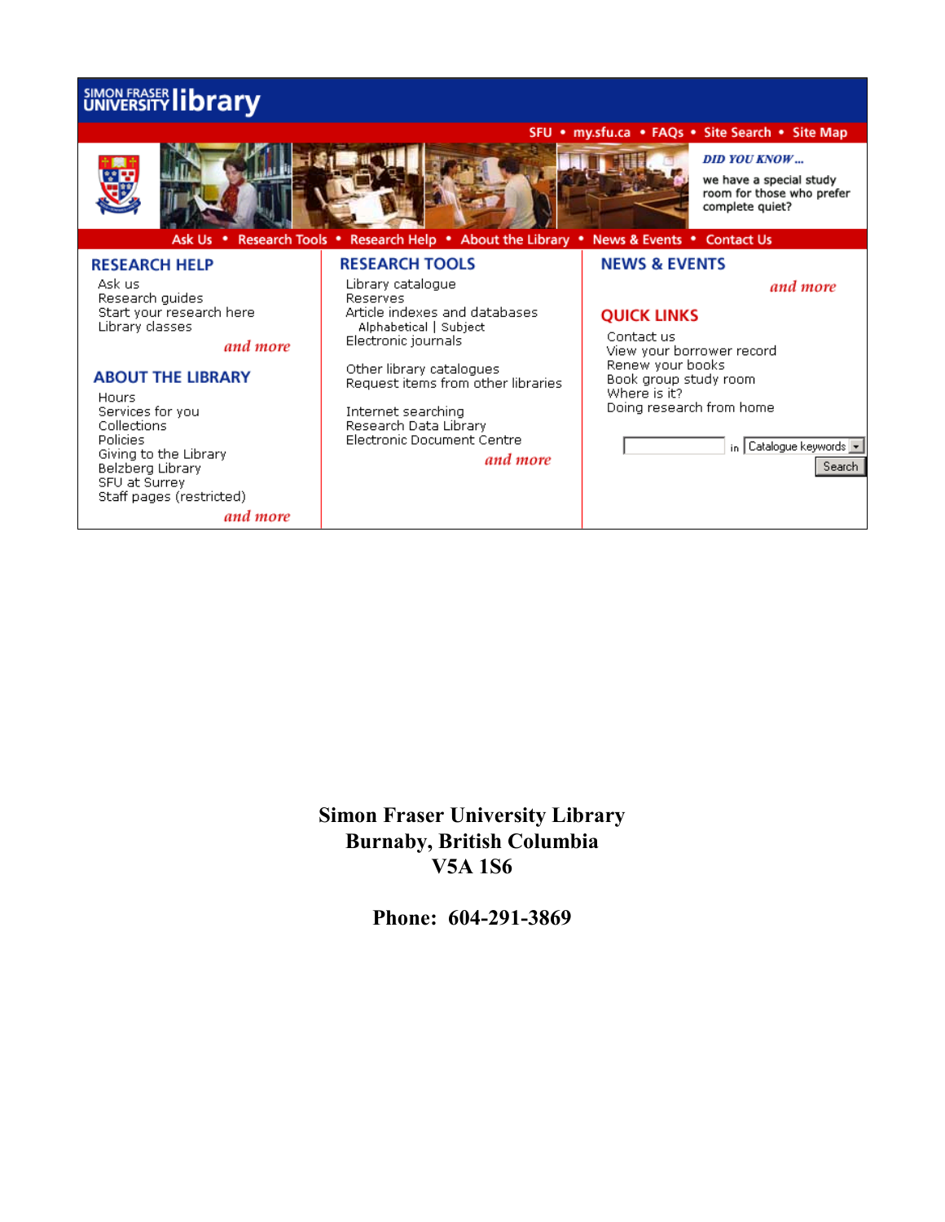SIMON FRASER UNIVERSITY library

SFU • my.sfu.ca • FAQs • Site Search • Site Map

*DID YOU KNOW...*

we have a special study room for those who prefer complete quiet?

Ask Us • Research Tools • Research Help • About the Library • News & Events • Contact Us

## RESEARCH HELP

- Ask us
- Research guides
- Start your research here
- Library classes

*and more*

## ABOUT THE LIBRARY

- Hours
- Services for you
- Collections
- Policies
- Giving to the Library
- Belzberg Library
- SFU at Surrey
- Staff pages (restricted)

*and more*

## RESEARCH TOOLS

- Library catalogue
- Reserves
- Article indexes and databases
  - Alphabetical | Subject
- Electronic journals

- Other library catalogues
- Request items from other libraries

- Internet searching
- Research Data Library
- Electronic Document Centre

*and more*

## NEWS & EVENTS

*and more*

## QUICK LINKS

- Contact us
- View your borrower record
- Renew your books
- Book group study room
- Where is it?
- Doing research from home

in Catalogue keywords

Search

**Simon Fraser University Library**
**Burnaby, British Columbia**
**V5A 1S6**

**Phone: 604-291-3869**